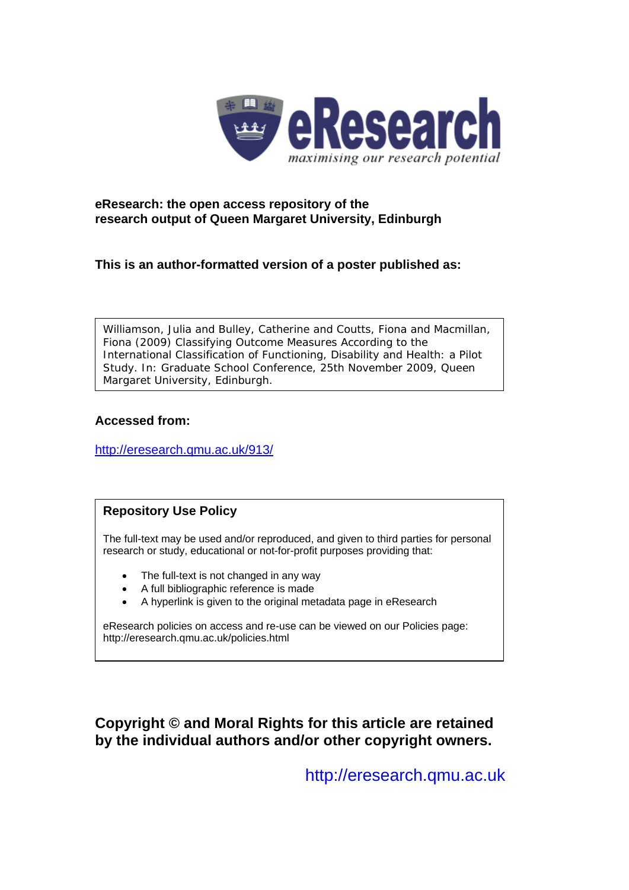eResearch
*maximising our research potential*

**eResearch: the open access repository of the research output of Queen Margaret University, Edinburgh**

**This is an author-formatted version of a poster published as:**

Williamson, Julia and Bulley, Catherine and Coutts, Fiona and Macmillan, Fiona (2009) Classifying Outcome Measures According to the International Classification of Functioning, Disability and Health: a Pilot Study. In: Graduate School Conference, 25th November 2009, Queen Margaret University, Edinburgh.

**Accessed from:**

http://eresearch.qmu.ac.uk/913/

**Repository Use Policy**

The full-text may be used and/or reproduced, and given to third parties for personal research or study, educational or not-for-profit purposes providing that:

- The full-text is not changed in any way
- A full bibliographic reference is made
- A hyperlink is given to the original metadata page in eResearch

eResearch policies on access and re-use can be viewed on our Policies page: http://eresearch.qmu.ac.uk/policies.html

**Copyright © and Moral Rights for this article are retained by the individual authors and/or other copyright owners.**

http://eresearch.qmu.ac.uk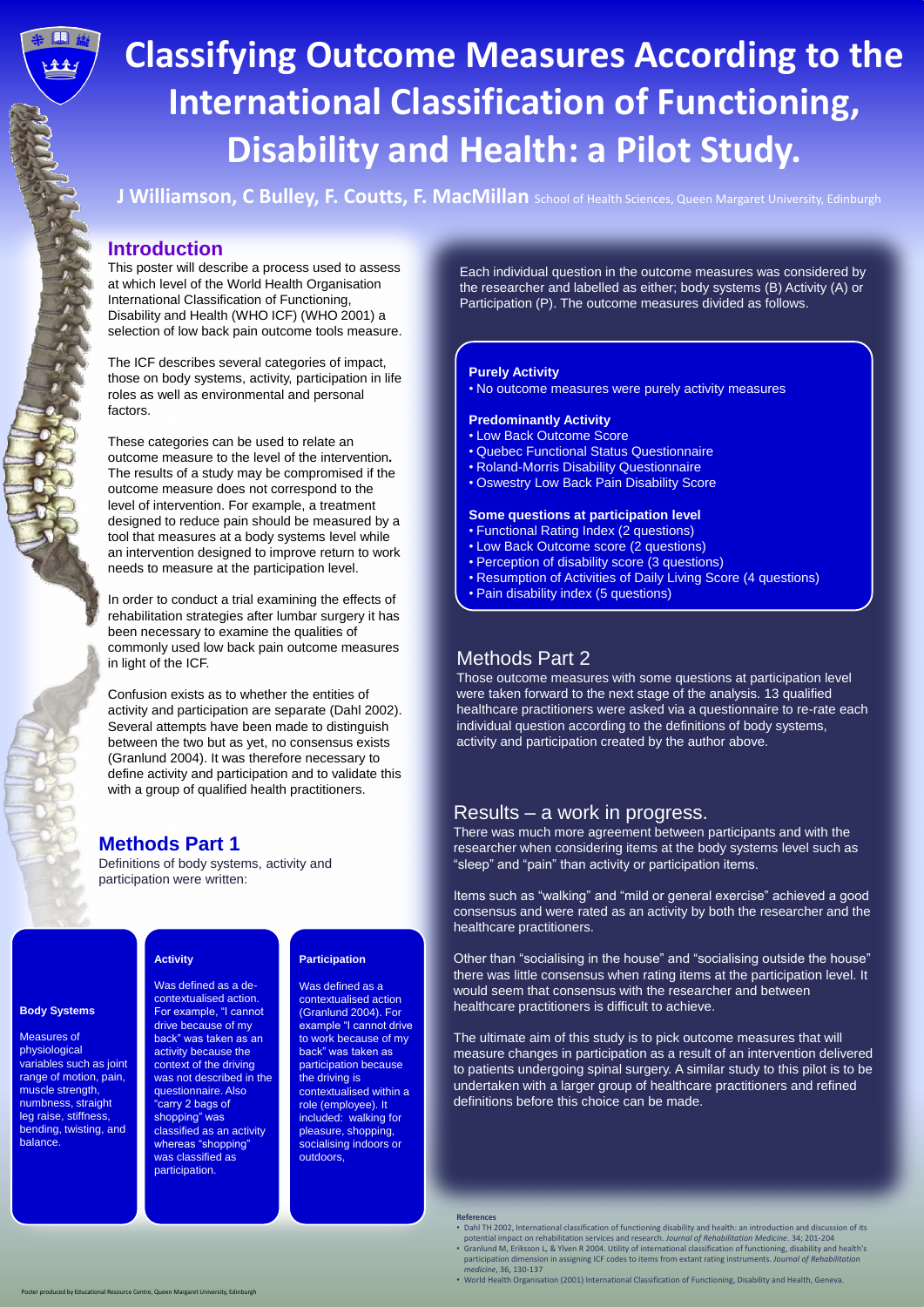# Classifying Outcome Measures According to the International Classification of Functioning, Disability and Health: a Pilot Study.

**J Williamson, C Bulley, F. Coutts, F. MacMillan** School of Health Sciences, Queen Margaret University, Edinburgh

## Introduction

This poster will describe a process used to assess at which level of the World Health Organisation International Classification of Functioning, Disability and Health (WHO ICF) (WHO 2001) a selection of low back pain outcome tools measure.

The ICF describes several categories of impact, those on body systems, activity, participation in life roles as well as environmental and personal factors.

These categories can be used to relate an outcome measure to the level of the intervention**.** The results of a study may be compromised if the outcome measure does not correspond to the level of intervention. For example, a treatment designed to reduce pain should be measured by a tool that measures at a body systems level while an intervention designed to improve return to work needs to measure at the participation level.

In order to conduct a trial examining the effects of rehabilitation strategies after lumbar surgery it has been necessary to examine the qualities of commonly used low back pain outcome measures in light of the ICF.

Confusion exists as to whether the entities of activity and participation are separate (Dahl 2002). Several attempts have been made to distinguish between the two but as yet, no consensus exists (Granlund 2004). It was therefore necessary to define activity and participation and to validate this with a group of qualified health practitioners.

## Methods Part 1

Definitions of body systems, activity and participation were written:

**Body Systems**

Measures of physiological variables such as joint range of motion, pain, muscle strength, numbness, straight leg raise, stiffness, bending, twisting, and balance.

**Activity**

Was defined as a de-contextualised action. For example, "I cannot drive because of my back" was taken as an activity because the context of the driving was not described in the questionnaire. Also "carry 2 bags of shopping" was classified as an activity whereas "shopping" was classified as participation.

**Participation**

Was defined as a contextualised action (Granlund 2004). For example "I cannot drive to work because of my back" was taken as participation because the driving is contextualised within a role (employee). It included: walking for pleasure, shopping, socialising indoors or outdoors,

Each individual question in the outcome measures was considered by the researcher and labelled as either; body systems (B) Activity (A) or Participation (P). The outcome measures divided as follows.

**Purely Activity**
- No outcome measures were purely activity measures

**Predominantly Activity**
- Low Back Outcome Score
- Quebec Functional Status Questionnaire
- Roland-Morris Disability Questionnaire
- Oswestry Low Back Pain Disability Score

**Some questions at participation level**
- Functional Rating Index (2 questions)
- Low Back Outcome score (2 questions)
- Perception of disability score (3 questions)
- Resumption of Activities of Daily Living Score (4 questions)
- Pain disability index (5 questions)

## Methods Part 2

Those outcome measures with some questions at participation level were taken forward to the next stage of the analysis. 13 qualified healthcare practitioners were asked via a questionnaire to re-rate each individual question according to the definitions of body systems, activity and participation created by the author above.

## Results – a work in progress.

There was much more agreement between participants and with the researcher when considering items at the body systems level such as "sleep" and "pain" than activity or participation items.

Items such as "walking" and "mild or general exercise" achieved a good consensus and were rated as an activity by both the researcher and the healthcare practitioners.

Other than "socialising in the house" and "socialising outside the house" there was little consensus when rating items at the participation level. It would seem that consensus with the researcher and between healthcare practitioners is difficult to achieve.

The ultimate aim of this study is to pick outcome measures that will measure changes in participation as a result of an intervention delivered to patients undergoing spinal surgery. A similar study to this pilot is to be undertaken with a larger group of healthcare practitioners and refined definitions before this choice can be made.

**References**
- Dahl TH 2002, International classification of functioning disability and health: an introduction and discussion of its potential impact on rehabilitation services and research. *Journal of Rehabilitation Medicine*. 34; 201-204
- Granlund M, Eriksson L, & Ylven R 2004. Utility of international classification of functioning, disability and health's participation dimension in assigning ICF codes to items from extant rating instruments. *Journal of Rehabilitation medicine*, 36, 130-137
- World Health Organisation (2001) International Classification of Functioning, Disability and Health, Geneva.

Poster produced by Educational Resource Centre, Queen Margaret University, Edinburgh